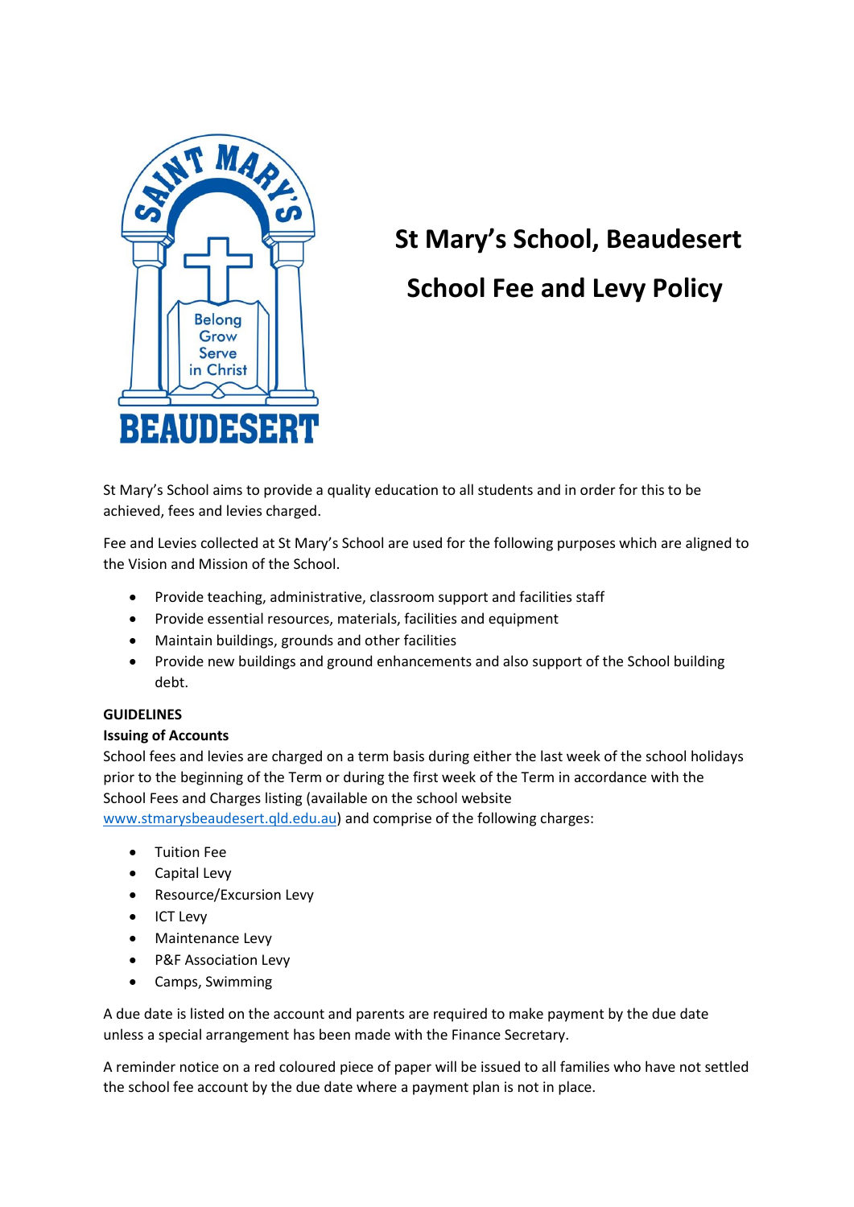# St Mary's School, Beaudesert

# School Fee and Levy Policy

St Mary's School aims to provide a quality education to all students and in order for this to be achieved, fees and levies charged.

Fee and Levies collected at St Mary's School are used for the following purposes which are aligned to the Vision and Mission of the School.

- Provide teaching, administrative, classroom support and facilities staff
- Provide essential resources, materials, facilities and equipment
- Maintain buildings, grounds and other facilities
- Provide new buildings and ground enhancements and also support of the School building debt.

**GUIDELINES**

**Issuing of Accounts**

School fees and levies are charged on a term basis during either the last week of the school holidays prior to the beginning of the Term or during the first week of the Term in accordance with the School Fees and Charges listing (available on the school website www.stmarysbeaudesert.qld.edu.au) and comprise of the following charges:

- Tuition Fee
- Capital Levy
- Resource/Excursion Levy
- ICT Levy
- Maintenance Levy
- P&F Association Levy
- Camps, Swimming

A due date is listed on the account and parents are required to make payment by the due date unless a special arrangement has been made with the Finance Secretary.

A reminder notice on a red coloured piece of paper will be issued to all families who have not settled the school fee account by the due date where a payment plan is not in place.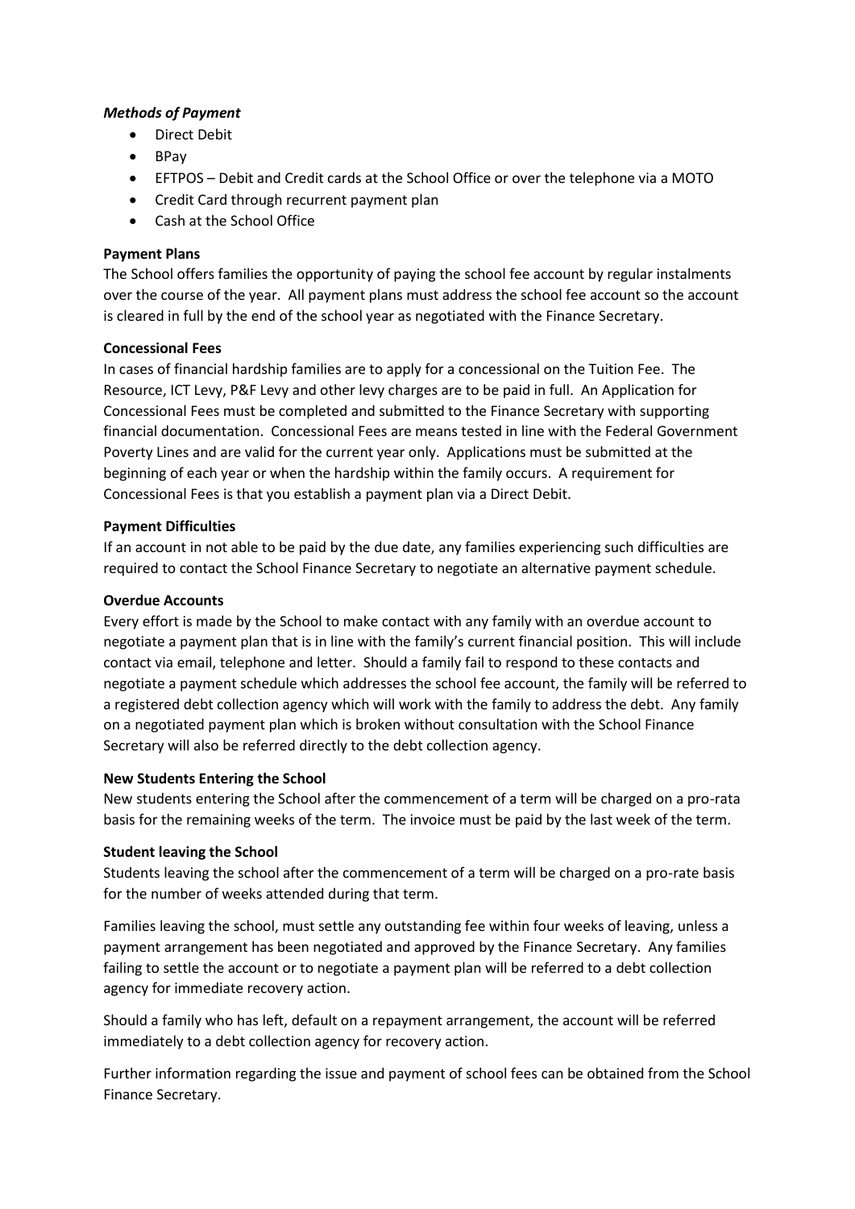***Methods of Payment***

- Direct Debit
- BPay
- EFTPOS – Debit and Credit cards at the School Office or over the telephone via a MOTO
- Credit Card through recurrent payment plan
- Cash at the School Office

**Payment Plans**

The School offers families the opportunity of paying the school fee account by regular instalments over the course of the year. All payment plans must address the school fee account so the account is cleared in full by the end of the school year as negotiated with the Finance Secretary.

**Concessional Fees**

In cases of financial hardship families are to apply for a concessional on the Tuition Fee. The Resource, ICT Levy, P&F Levy and other levy charges are to be paid in full. An Application for Concessional Fees must be completed and submitted to the Finance Secretary with supporting financial documentation. Concessional Fees are means tested in line with the Federal Government Poverty Lines and are valid for the current year only. Applications must be submitted at the beginning of each year or when the hardship within the family occurs. A requirement for Concessional Fees is that you establish a payment plan via a Direct Debit.

**Payment Difficulties**

If an account in not able to be paid by the due date, any families experiencing such difficulties are required to contact the School Finance Secretary to negotiate an alternative payment schedule.

**Overdue Accounts**

Every effort is made by the School to make contact with any family with an overdue account to negotiate a payment plan that is in line with the family's current financial position. This will include contact via email, telephone and letter. Should a family fail to respond to these contacts and negotiate a payment schedule which addresses the school fee account, the family will be referred to a registered debt collection agency which will work with the family to address the debt. Any family on a negotiated payment plan which is broken without consultation with the School Finance Secretary will also be referred directly to the debt collection agency.

**New Students Entering the School**

New students entering the School after the commencement of a term will be charged on a pro-rata basis for the remaining weeks of the term. The invoice must be paid by the last week of the term.

**Student leaving the School**

Students leaving the school after the commencement of a term will be charged on a pro-rate basis for the number of weeks attended during that term.

Families leaving the school, must settle any outstanding fee within four weeks of leaving, unless a payment arrangement has been negotiated and approved by the Finance Secretary. Any families failing to settle the account or to negotiate a payment plan will be referred to a debt collection agency for immediate recovery action.

Should a family who has left, default on a repayment arrangement, the account will be referred immediately to a debt collection agency for recovery action.

Further information regarding the issue and payment of school fees can be obtained from the School Finance Secretary.